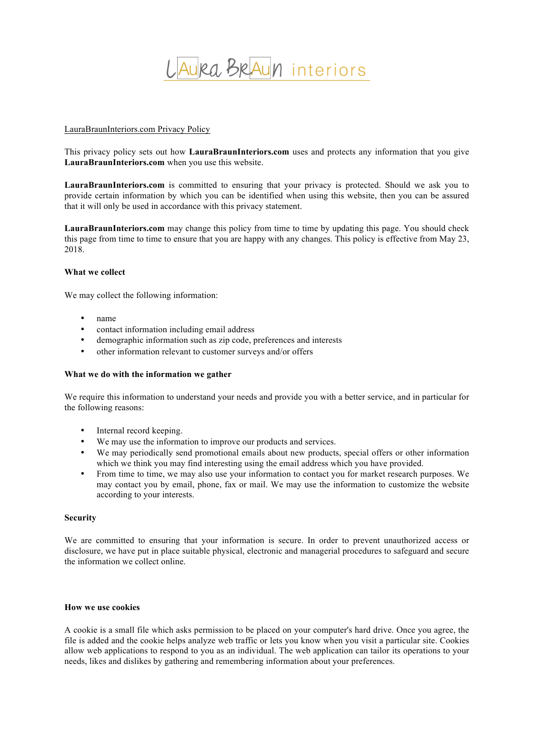LAURA BRAUN interiors

LauraBraunInteriors.com Privacy Policy

This privacy policy sets out how **LauraBraunInteriors.com** uses and protects any information that you give **LauraBraunInteriors.com** when you use this website.

**LauraBraunInteriors.com** is committed to ensuring that your privacy is protected. Should we ask you to provide certain information by which you can be identified when using this website, then you can be assured that it will only be used in accordance with this privacy statement.

**LauraBraunInteriors.com** may change this policy from time to time by updating this page. You should check this page from time to time to ensure that you are happy with any changes. This policy is effective from May 23, 2018.

**What we collect**

We may collect the following information:

- name
- contact information including email address
- demographic information such as zip code, preferences and interests
- other information relevant to customer surveys and/or offers

**What we do with the information we gather**

We require this information to understand your needs and provide you with a better service, and in particular for the following reasons:

- Internal record keeping.
- We may use the information to improve our products and services.
- We may periodically send promotional emails about new products, special offers or other information which we think you may find interesting using the email address which you have provided.
- From time to time, we may also use your information to contact you for market research purposes. We may contact you by email, phone, fax or mail. We may use the information to customize the website according to your interests.

**Security**

We are committed to ensuring that your information is secure. In order to prevent unauthorized access or disclosure, we have put in place suitable physical, electronic and managerial procedures to safeguard and secure the information we collect online.

**How we use cookies**

A cookie is a small file which asks permission to be placed on your computer's hard drive. Once you agree, the file is added and the cookie helps analyze web traffic or lets you know when you visit a particular site. Cookies allow web applications to respond to you as an individual. The web application can tailor its operations to your needs, likes and dislikes by gathering and remembering information about your preferences.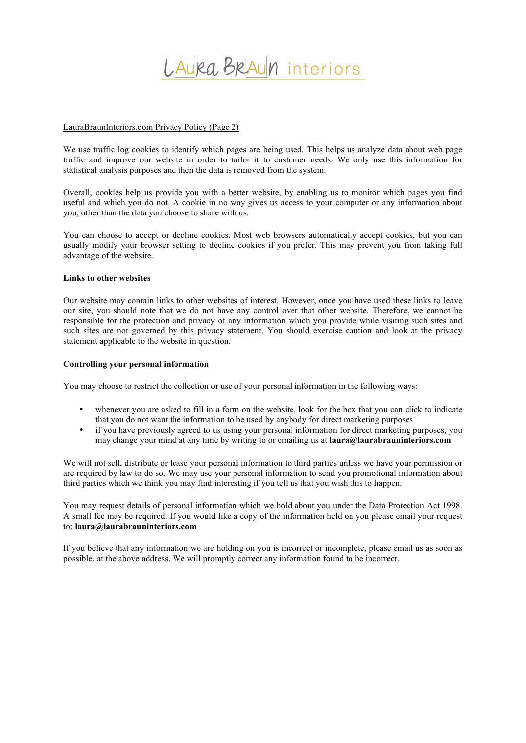LAura BRAun interiors

LauraBraunInteriors.com Privacy Policy (Page 2)

We use traffic log cookies to identify which pages are being used. This helps us analyze data about web page traffic and improve our website in order to tailor it to customer needs. We only use this information for statistical analysis purposes and then the data is removed from the system.

Overall, cookies help us provide you with a better website, by enabling us to monitor which pages you find useful and which you do not. A cookie in no way gives us access to your computer or any information about you, other than the data you choose to share with us.

You can choose to accept or decline cookies. Most web browsers automatically accept cookies, but you can usually modify your browser setting to decline cookies if you prefer. This may prevent you from taking full advantage of the website.

**Links to other websites**

Our website may contain links to other websites of interest. However, once you have used these links to leave our site, you should note that we do not have any control over that other website. Therefore, we cannot be responsible for the protection and privacy of any information which you provide while visiting such sites and such sites are not governed by this privacy statement. You should exercise caution and look at the privacy statement applicable to the website in question.

**Controlling your personal information**

You may choose to restrict the collection or use of your personal information in the following ways:

- whenever you are asked to fill in a form on the website, look for the box that you can click to indicate that you do not want the information to be used by anybody for direct marketing purposes
- if you have previously agreed to us using your personal information for direct marketing purposes, you may change your mind at any time by writing to or emailing us at **laura@laurabrauninteriors.com**

We will not sell, distribute or lease your personal information to third parties unless we have your permission or are required by law to do so. We may use your personal information to send you promotional information about third parties which we think you may find interesting if you tell us that you wish this to happen.

You may request details of personal information which we hold about you under the Data Protection Act 1998. A small fee may be required. If you would like a copy of the information held on you please email your request to: **laura@laurabrauninteriors.com**

If you believe that any information we are holding on you is incorrect or incomplete, please email us as soon as possible, at the above address. We will promptly correct any information found to be incorrect.